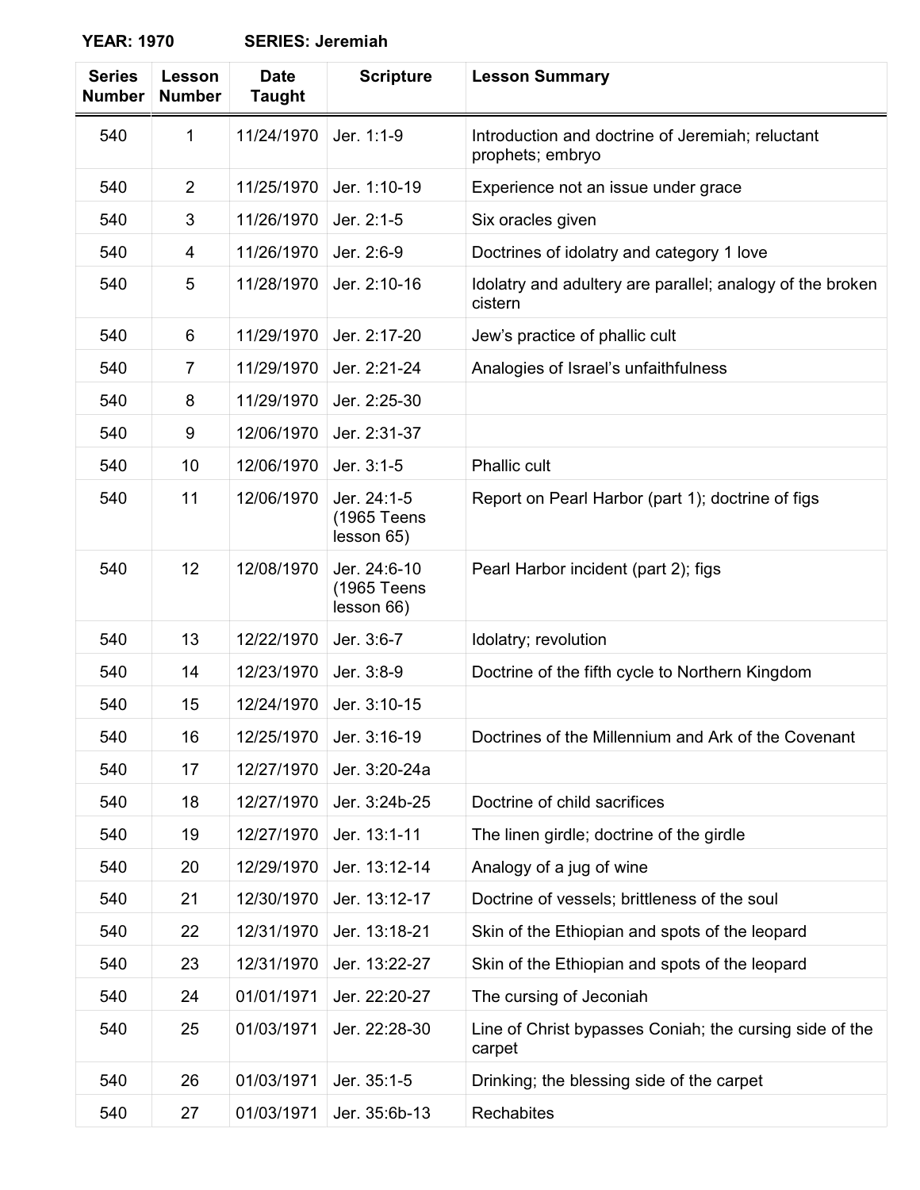**YEAR: 1970 SERIES: Jeremiah**

| Series Number | Lesson Number | Date Taught | Scripture | Lesson Summary |
|---|---|---|---|---|
| 540 | 1 | 11/24/1970 | Jer. 1:1-9 | Introduction and doctrine of Jeremiah; reluctant prophets; embryo |
| 540 | 2 | 11/25/1970 | Jer. 1:10-19 | Experience not an issue under grace |
| 540 | 3 | 11/26/1970 | Jer. 2:1-5 | Six oracles given |
| 540 | 4 | 11/26/1970 | Jer. 2:6-9 | Doctrines of idolatry and category 1 love |
| 540 | 5 | 11/28/1970 | Jer. 2:10-16 | Idolatry and adultery are parallel; analogy of the broken cistern |
| 540 | 6 | 11/29/1970 | Jer. 2:17-20 | Jew's practice of phallic cult |
| 540 | 7 | 11/29/1970 | Jer. 2:21-24 | Analogies of Israel's unfaithfulness |
| 540 | 8 | 11/29/1970 | Jer. 2:25-30 | |
| 540 | 9 | 12/06/1970 | Jer. 2:31-37 | |
| 540 | 10 | 12/06/1970 | Jer. 3:1-5 | Phallic cult |
| 540 | 11 | 12/06/1970 | Jer. 24:1-5 (1965 Teens lesson 65) | Report on Pearl Harbor (part 1); doctrine of figs |
| 540 | 12 | 12/08/1970 | Jer. 24:6-10 (1965 Teens lesson 66) | Pearl Harbor incident (part 2); figs |
| 540 | 13 | 12/22/1970 | Jer. 3:6-7 | Idolatry; revolution |
| 540 | 14 | 12/23/1970 | Jer. 3:8-9 | Doctrine of the fifth cycle to Northern Kingdom |
| 540 | 15 | 12/24/1970 | Jer. 3:10-15 | |
| 540 | 16 | 12/25/1970 | Jer. 3:16-19 | Doctrines of the Millennium and Ark of the Covenant |
| 540 | 17 | 12/27/1970 | Jer. 3:20-24a | |
| 540 | 18 | 12/27/1970 | Jer. 3:24b-25 | Doctrine of child sacrifices |
| 540 | 19 | 12/27/1970 | Jer. 13:1-11 | The linen girdle; doctrine of the girdle |
| 540 | 20 | 12/29/1970 | Jer. 13:12-14 | Analogy of a jug of wine |
| 540 | 21 | 12/30/1970 | Jer. 13:12-17 | Doctrine of vessels; brittleness of the soul |
| 540 | 22 | 12/31/1970 | Jer. 13:18-21 | Skin of the Ethiopian and spots of the leopard |
| 540 | 23 | 12/31/1970 | Jer. 13:22-27 | Skin of the Ethiopian and spots of the leopard |
| 540 | 24 | 01/01/1971 | Jer. 22:20-27 | The cursing of Jeconiah |
| 540 | 25 | 01/03/1971 | Jer. 22:28-30 | Line of Christ bypasses Coniah; the cursing side of the carpet |
| 540 | 26 | 01/03/1971 | Jer. 35:1-5 | Drinking; the blessing side of the carpet |
| 540 | 27 | 01/03/1971 | Jer. 35:6b-13 | Rechabites |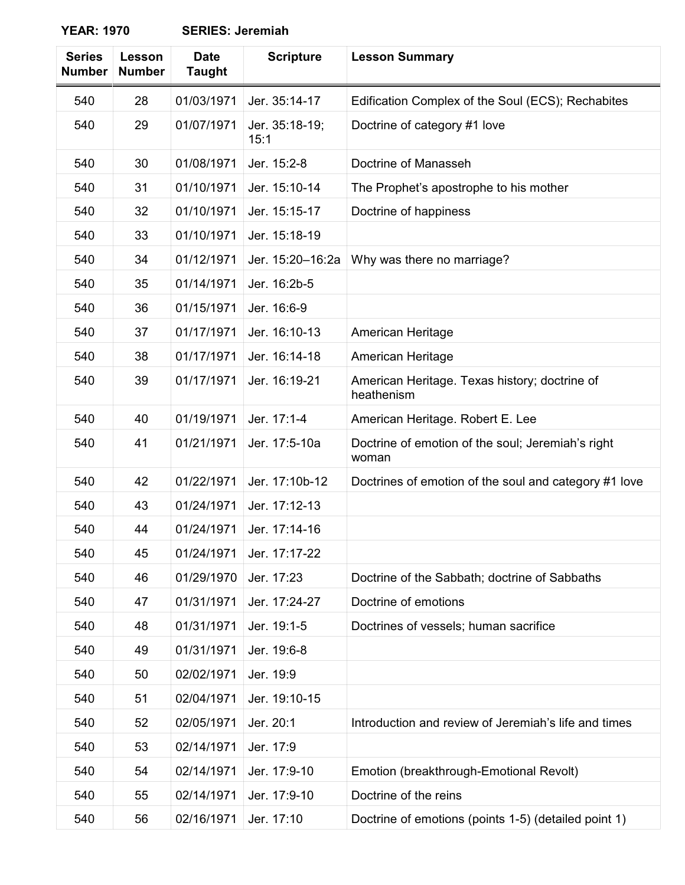**YEAR: 1970** **SERIES: Jeremiah**

| Series Number | Lesson Number | Date Taught | Scripture | Lesson Summary |
|---|---|---|---|---|
| 540 | 28 | 01/03/1971 | Jer. 35:14-17 | Edification Complex of the Soul (ECS); Rechabites |
| 540 | 29 | 01/07/1971 | Jer. 35:18-19; 15:1 | Doctrine of category #1 love |
| 540 | 30 | 01/08/1971 | Jer. 15:2-8 | Doctrine of Manasseh |
| 540 | 31 | 01/10/1971 | Jer. 15:10-14 | The Prophet's apostrophe to his mother |
| 540 | 32 | 01/10/1971 | Jer. 15:15-17 | Doctrine of happiness |
| 540 | 33 | 01/10/1971 | Jer. 15:18-19 | |
| 540 | 34 | 01/12/1971 | Jer. 15:20–16:2a | Why was there no marriage? |
| 540 | 35 | 01/14/1971 | Jer. 16:2b-5 | |
| 540 | 36 | 01/15/1971 | Jer. 16:6-9 | |
| 540 | 37 | 01/17/1971 | Jer. 16:10-13 | American Heritage |
| 540 | 38 | 01/17/1971 | Jer. 16:14-18 | American Heritage |
| 540 | 39 | 01/17/1971 | Jer. 16:19-21 | American Heritage. Texas history; doctrine of heathenism |
| 540 | 40 | 01/19/1971 | Jer. 17:1-4 | American Heritage. Robert E. Lee |
| 540 | 41 | 01/21/1971 | Jer. 17:5-10a | Doctrine of emotion of the soul; Jeremiah's right woman |
| 540 | 42 | 01/22/1971 | Jer. 17:10b-12 | Doctrines of emotion of the soul and category #1 love |
| 540 | 43 | 01/24/1971 | Jer. 17:12-13 | |
| 540 | 44 | 01/24/1971 | Jer. 17:14-16 | |
| 540 | 45 | 01/24/1971 | Jer. 17:17-22 | |
| 540 | 46 | 01/29/1970 | Jer. 17:23 | Doctrine of the Sabbath; doctrine of Sabbaths |
| 540 | 47 | 01/31/1971 | Jer. 17:24-27 | Doctrine of emotions |
| 540 | 48 | 01/31/1971 | Jer. 19:1-5 | Doctrines of vessels; human sacrifice |
| 540 | 49 | 01/31/1971 | Jer. 19:6-8 | |
| 540 | 50 | 02/02/1971 | Jer. 19:9 | |
| 540 | 51 | 02/04/1971 | Jer. 19:10-15 | |
| 540 | 52 | 02/05/1971 | Jer. 20:1 | Introduction and review of Jeremiah's life and times |
| 540 | 53 | 02/14/1971 | Jer. 17:9 | |
| 540 | 54 | 02/14/1971 | Jer. 17:9-10 | Emotion (breakthrough-Emotional Revolt) |
| 540 | 55 | 02/14/1971 | Jer. 17:9-10 | Doctrine of the reins |
| 540 | 56 | 02/16/1971 | Jer. 17:10 | Doctrine of emotions (points 1-5) (detailed point 1) |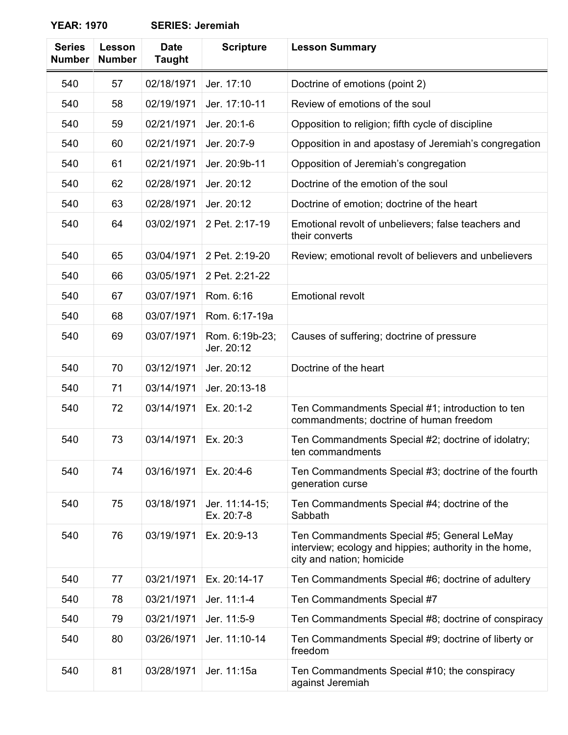**YEAR: 1970 SERIES: Jeremiah**

| Series Number | Lesson Number | Date Taught | Scripture | Lesson Summary |
|---|---|---|---|---|
| 540 | 57 | 02/18/1971 | Jer. 17:10 | Doctrine of emotions (point 2) |
| 540 | 58 | 02/19/1971 | Jer. 17:10-11 | Review of emotions of the soul |
| 540 | 59 | 02/21/1971 | Jer. 20:1-6 | Opposition to religion; fifth cycle of discipline |
| 540 | 60 | 02/21/1971 | Jer. 20:7-9 | Opposition in and apostasy of Jeremiah's congregation |
| 540 | 61 | 02/21/1971 | Jer. 20:9b-11 | Opposition of Jeremiah's congregation |
| 540 | 62 | 02/28/1971 | Jer. 20:12 | Doctrine of the emotion of the soul |
| 540 | 63 | 02/28/1971 | Jer. 20:12 | Doctrine of emotion; doctrine of the heart |
| 540 | 64 | 03/02/1971 | 2 Pet. 2:17-19 | Emotional revolt of unbelievers; false teachers and their converts |
| 540 | 65 | 03/04/1971 | 2 Pet. 2:19-20 | Review; emotional revolt of believers and unbelievers |
| 540 | 66 | 03/05/1971 | 2 Pet. 2:21-22 | |
| 540 | 67 | 03/07/1971 | Rom. 6:16 | Emotional revolt |
| 540 | 68 | 03/07/1971 | Rom. 6:17-19a | |
| 540 | 69 | 03/07/1971 | Rom. 6:19b-23; Jer. 20:12 | Causes of suffering; doctrine of pressure |
| 540 | 70 | 03/12/1971 | Jer. 20:12 | Doctrine of the heart |
| 540 | 71 | 03/14/1971 | Jer. 20:13-18 | |
| 540 | 72 | 03/14/1971 | Ex. 20:1-2 | Ten Commandments Special #1; introduction to ten commandments; doctrine of human freedom |
| 540 | 73 | 03/14/1971 | Ex. 20:3 | Ten Commandments Special #2; doctrine of idolatry; ten commandments |
| 540 | 74 | 03/16/1971 | Ex. 20:4-6 | Ten Commandments Special #3; doctrine of the fourth generation curse |
| 540 | 75 | 03/18/1971 | Jer. 11:14-15; Ex. 20:7-8 | Ten Commandments Special #4; doctrine of the Sabbath |
| 540 | 76 | 03/19/1971 | Ex. 20:9-13 | Ten Commandments Special #5; General LeMay interview; ecology and hippies; authority in the home, city and nation; homicide |
| 540 | 77 | 03/21/1971 | Ex. 20:14-17 | Ten Commandments Special #6; doctrine of adultery |
| 540 | 78 | 03/21/1971 | Jer. 11:1-4 | Ten Commandments Special #7 |
| 540 | 79 | 03/21/1971 | Jer. 11:5-9 | Ten Commandments Special #8; doctrine of conspiracy |
| 540 | 80 | 03/26/1971 | Jer. 11:10-14 | Ten Commandments Special #9; doctrine of liberty or freedom |
| 540 | 81 | 03/28/1971 | Jer. 11:15a | Ten Commandments Special #10; the conspiracy against Jeremiah |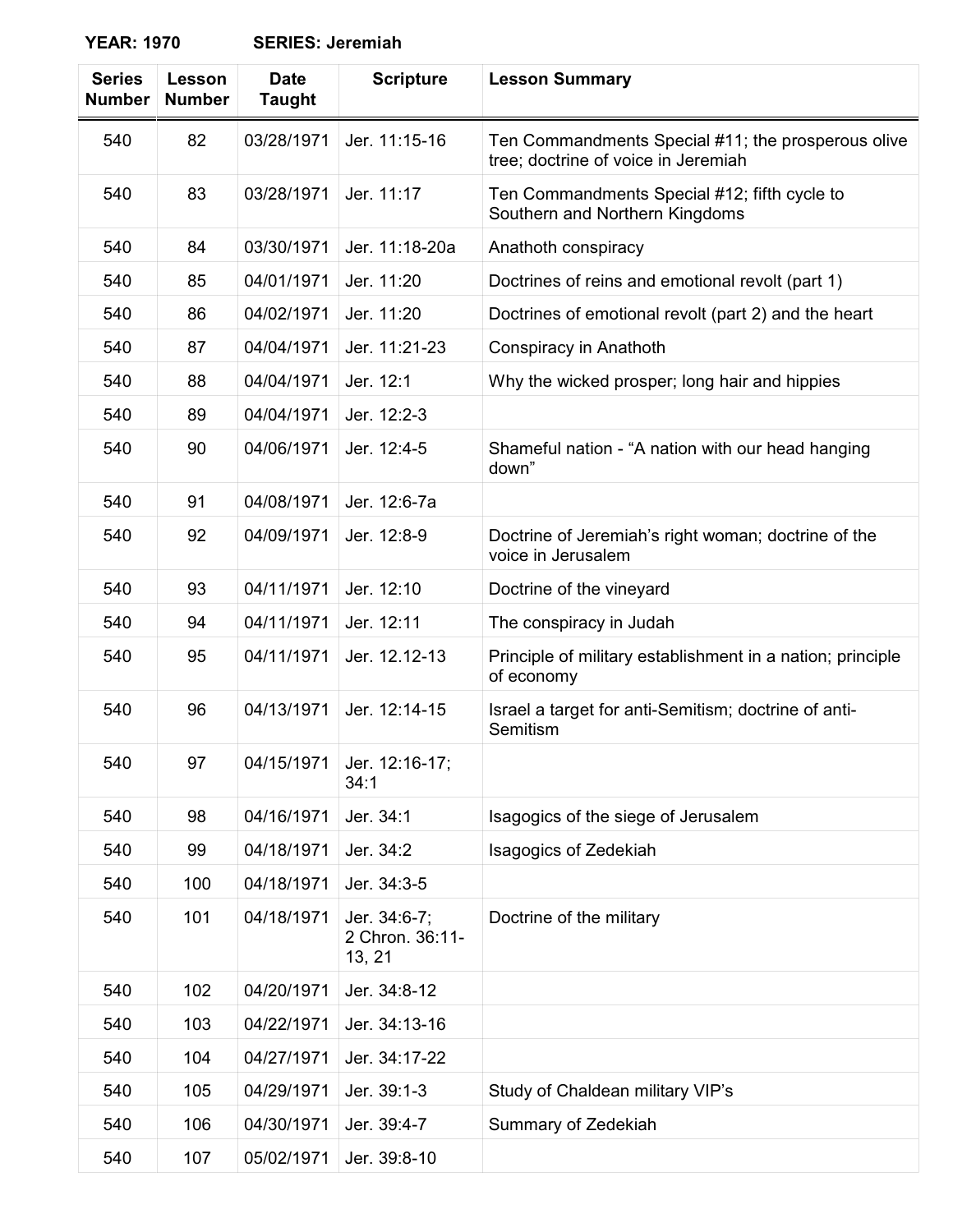**YEAR: 1970 SERIES: Jeremiah**

| Series Number | Lesson Number | Date Taught | Scripture | Lesson Summary |
|---|---|---|---|---|
| 540 | 82 | 03/28/1971 | Jer. 11:15-16 | Ten Commandments Special #11; the prosperous olive tree; doctrine of voice in Jeremiah |
| 540 | 83 | 03/28/1971 | Jer. 11:17 | Ten Commandments Special #12; fifth cycle to Southern and Northern Kingdoms |
| 540 | 84 | 03/30/1971 | Jer. 11:18-20a | Anathoth conspiracy |
| 540 | 85 | 04/01/1971 | Jer. 11:20 | Doctrines of reins and emotional revolt (part 1) |
| 540 | 86 | 04/02/1971 | Jer. 11:20 | Doctrines of emotional revolt (part 2) and the heart |
| 540 | 87 | 04/04/1971 | Jer. 11:21-23 | Conspiracy in Anathoth |
| 540 | 88 | 04/04/1971 | Jer. 12:1 | Why the wicked prosper; long hair and hippies |
| 540 | 89 | 04/04/1971 | Jer. 12:2-3 | |
| 540 | 90 | 04/06/1971 | Jer. 12:4-5 | Shameful nation - “A nation with our head hanging down” |
| 540 | 91 | 04/08/1971 | Jer. 12:6-7a | |
| 540 | 92 | 04/09/1971 | Jer. 12:8-9 | Doctrine of Jeremiah’s right woman; doctrine of the voice in Jerusalem |
| 540 | 93 | 04/11/1971 | Jer. 12:10 | Doctrine of the vineyard |
| 540 | 94 | 04/11/1971 | Jer. 12:11 | The conspiracy in Judah |
| 540 | 95 | 04/11/1971 | Jer. 12.12-13 | Principle of military establishment in a nation; principle of economy |
| 540 | 96 | 04/13/1971 | Jer. 12:14-15 | Israel a target for anti-Semitism; doctrine of anti-Semitism |
| 540 | 97 | 04/15/1971 | Jer. 12:16-17; 34:1 | |
| 540 | 98 | 04/16/1971 | Jer. 34:1 | Isagogics of the siege of Jerusalem |
| 540 | 99 | 04/18/1971 | Jer. 34:2 | Isagogics of Zedekiah |
| 540 | 100 | 04/18/1971 | Jer. 34:3-5 | |
| 540 | 101 | 04/18/1971 | Jer. 34:6-7; 2 Chron. 36:11-13, 21 | Doctrine of the military |
| 540 | 102 | 04/20/1971 | Jer. 34:8-12 | |
| 540 | 103 | 04/22/1971 | Jer. 34:13-16 | |
| 540 | 104 | 04/27/1971 | Jer. 34:17-22 | |
| 540 | 105 | 04/29/1971 | Jer. 39:1-3 | Study of Chaldean military VIP’s |
| 540 | 106 | 04/30/1971 | Jer. 39:4-7 | Summary of Zedekiah |
| 540 | 107 | 05/02/1971 | Jer. 39:8-10 | |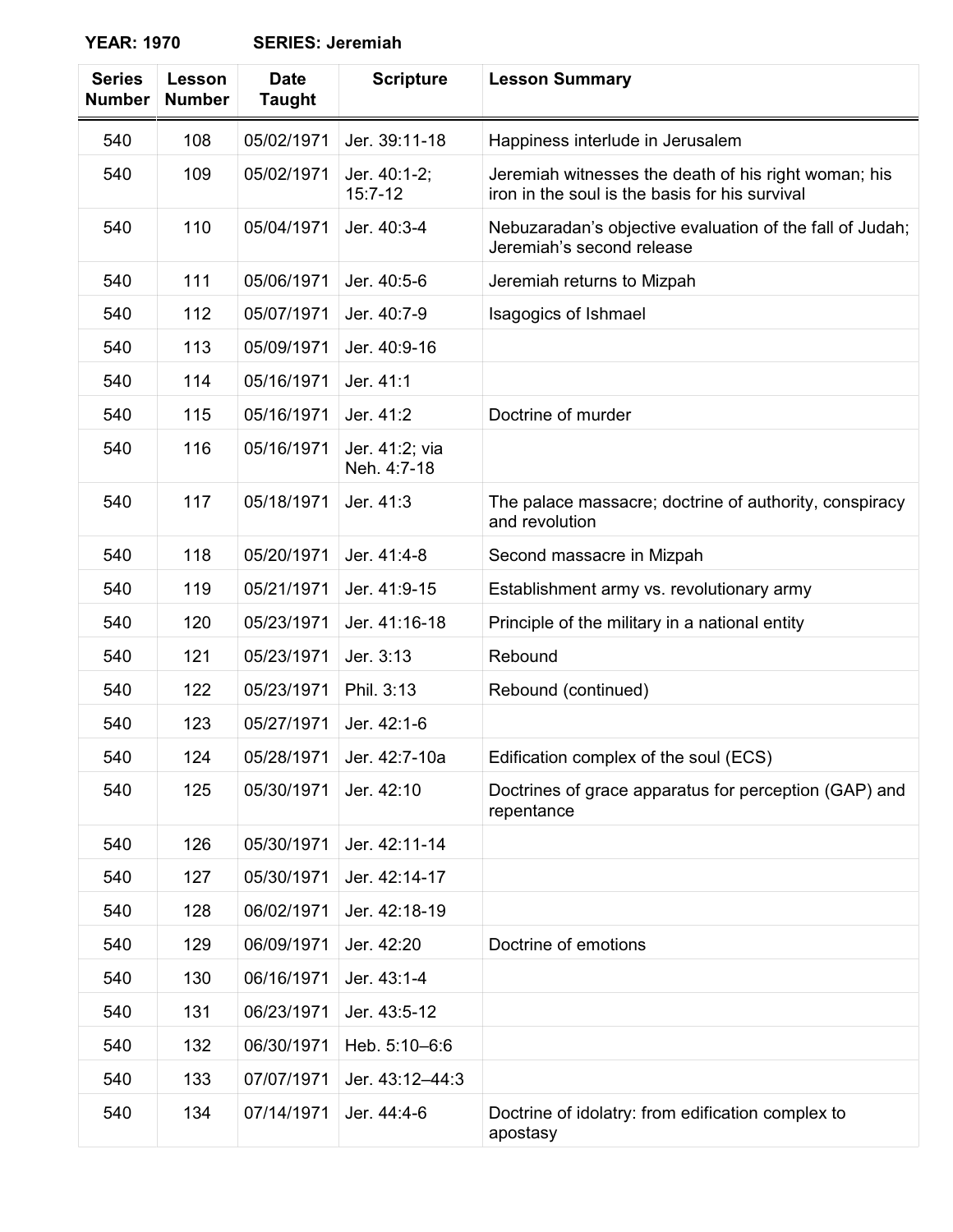**YEAR: 1970　　　SERIES: Jeremiah**

| Series Number | Lesson Number | Date Taught | Scripture | Lesson Summary |
|---|---|---|---|---|
| 540 | 108 | 05/02/1971 | Jer. 39:11-18 | Happiness interlude in Jerusalem |
| 540 | 109 | 05/02/1971 | Jer. 40:1-2; 15:7-12 | Jeremiah witnesses the death of his right woman; his iron in the soul is the basis for his survival |
| 540 | 110 | 05/04/1971 | Jer. 40:3-4 | Nebuzaradan's objective evaluation of the fall of Judah; Jeremiah's second release |
| 540 | 111 | 05/06/1971 | Jer. 40:5-6 | Jeremiah returns to Mizpah |
| 540 | 112 | 05/07/1971 | Jer. 40:7-9 | Isagogics of Ishmael |
| 540 | 113 | 05/09/1971 | Jer. 40:9-16 | |
| 540 | 114 | 05/16/1971 | Jer. 41:1 | |
| 540 | 115 | 05/16/1971 | Jer. 41:2 | Doctrine of murder |
| 540 | 116 | 05/16/1971 | Jer. 41:2; via Neh. 4:7-18 | |
| 540 | 117 | 05/18/1971 | Jer. 41:3 | The palace massacre; doctrine of authority, conspiracy and revolution |
| 540 | 118 | 05/20/1971 | Jer. 41:4-8 | Second massacre in Mizpah |
| 540 | 119 | 05/21/1971 | Jer. 41:9-15 | Establishment army vs. revolutionary army |
| 540 | 120 | 05/23/1971 | Jer. 41:16-18 | Principle of the military in a national entity |
| 540 | 121 | 05/23/1971 | Jer. 3:13 | Rebound |
| 540 | 122 | 05/23/1971 | Phil. 3:13 | Rebound (continued) |
| 540 | 123 | 05/27/1971 | Jer. 42:1-6 | |
| 540 | 124 | 05/28/1971 | Jer. 42:7-10a | Edification complex of the soul (ECS) |
| 540 | 125 | 05/30/1971 | Jer. 42:10 | Doctrines of grace apparatus for perception (GAP) and repentance |
| 540 | 126 | 05/30/1971 | Jer. 42:11-14 | |
| 540 | 127 | 05/30/1971 | Jer. 42:14-17 | |
| 540 | 128 | 06/02/1971 | Jer. 42:18-19 | |
| 540 | 129 | 06/09/1971 | Jer. 42:20 | Doctrine of emotions |
| 540 | 130 | 06/16/1971 | Jer. 43:1-4 | |
| 540 | 131 | 06/23/1971 | Jer. 43:5-12 | |
| 540 | 132 | 06/30/1971 | Heb. 5:10–6:6 | |
| 540 | 133 | 07/07/1971 | Jer. 43:12–44:3 | |
| 540 | 134 | 07/14/1971 | Jer. 44:4-6 | Doctrine of idolatry: from edification complex to apostasy |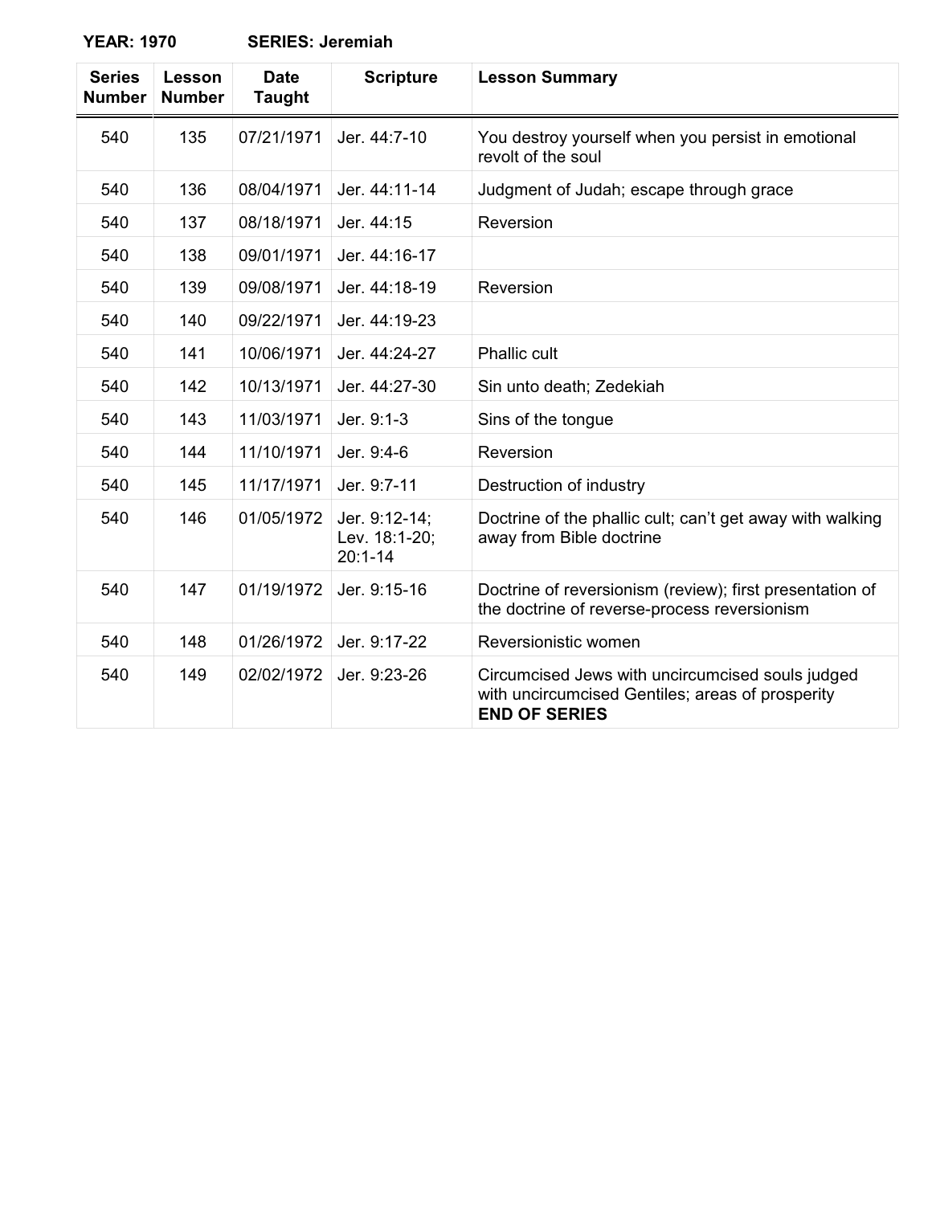**YEAR: 1970 SERIES: Jeremiah**

| Series Number | Lesson Number | Date Taught | Scripture | Lesson Summary |
|---|---|---|---|---|
| 540 | 135 | 07/21/1971 | Jer. 44:7-10 | You destroy yourself when you persist in emotional revolt of the soul |
| 540 | 136 | 08/04/1971 | Jer. 44:11-14 | Judgment of Judah; escape through grace |
| 540 | 137 | 08/18/1971 | Jer. 44:15 | Reversion |
| 540 | 138 | 09/01/1971 | Jer. 44:16-17 | |
| 540 | 139 | 09/08/1971 | Jer. 44:18-19 | Reversion |
| 540 | 140 | 09/22/1971 | Jer. 44:19-23 | |
| 540 | 141 | 10/06/1971 | Jer. 44:24-27 | Phallic cult |
| 540 | 142 | 10/13/1971 | Jer. 44:27-30 | Sin unto death; Zedekiah |
| 540 | 143 | 11/03/1971 | Jer. 9:1-3 | Sins of the tongue |
| 540 | 144 | 11/10/1971 | Jer. 9:4-6 | Reversion |
| 540 | 145 | 11/17/1971 | Jer. 9:7-11 | Destruction of industry |
| 540 | 146 | 01/05/1972 | Jer. 9:12-14; Lev. 18:1-20; 20:1-14 | Doctrine of the phallic cult; can't get away with walking away from Bible doctrine |
| 540 | 147 | 01/19/1972 | Jer. 9:15-16 | Doctrine of reversionism (review); first presentation of the doctrine of reverse-process reversionism |
| 540 | 148 | 01/26/1972 | Jer. 9:17-22 | Reversionistic women |
| 540 | 149 | 02/02/1972 | Jer. 9:23-26 | Circumcised Jews with uncircumcised souls judged with uncircumcised Gentiles; areas of prosperity **END OF SERIES** |